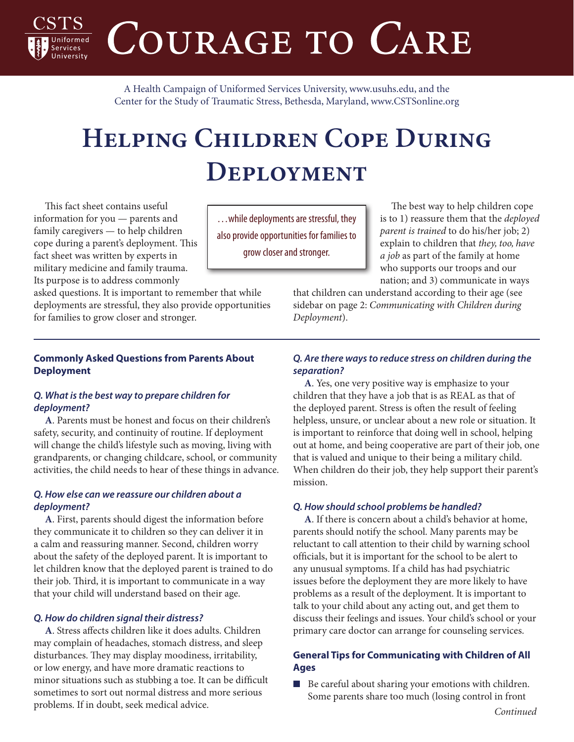# Courage to Care

A Health Campaign of Uniformed Services University, www.usuhs.edu, and the Center for the Study of Traumatic Stress, Bethesda, Maryland, www.CSTSonline.org

# Helping Children Cope During Deployment

This fact sheet contains useful information for you — parents and family caregivers — to help children cope during a parent's deployment. This fact sheet was written by experts in military medicine and family trauma. Its purpose is to address commonly asked questions. It is important to remember that while deployments are stressful, they also provide opportunities for families to grow closer and stronger.

> …while deployments are stressful, they also provide opportunities for families to grow closer and stronger.

The best way to help children cope is to 1) reassure them that the *deployed parent is trained* to do his/her job; 2) explain to children that *they, too, have a job* as part of the family at home who supports our troops and our nation; and 3) communicate in ways that children can understand according to their age (see sidebar on page 2: *Communicating with Children during Deployment*).

---

**Commonly Asked Questions from Parents About Deployment**

***Q. What is the best way to prepare children for deployment?***

**A**. Parents must be honest and focus on their children's safety, security, and continuity of routine. If deployment will change the child's lifestyle such as moving, living with grandparents, or changing childcare, school, or community activities, the child needs to hear of these things in advance.

***Q. How else can we reassure our children about a deployment?***

**A**. First, parents should digest the information before they communicate it to children so they can deliver it in a calm and reassuring manner. Second, children worry about the safety of the deployed parent. It is important to let children know that the deployed parent is trained to do their job. Third, it is important to communicate in a way that your child will understand based on their age.

***Q. How do children signal their distress?***

**A**. Stress affects children like it does adults. Children may complain of headaches, stomach distress, and sleep disturbances. They may display moodiness, irritability, or low energy, and have more dramatic reactions to minor situations such as stubbing a toe. It can be difficult sometimes to sort out normal distress and more serious problems. If in doubt, seek medical advice.

***Q. Are there ways to reduce stress on children during the separation?***

**A**. Yes, one very positive way is emphasize to your children that they have a job that is as REAL as that of the deployed parent. Stress is often the result of feeling helpless, unsure, or unclear about a new role or situation. It is important to reinforce that doing well in school, helping out at home, and being cooperative are part of their job, one that is valued and unique to their being a military child. When children do their job, they help support their parent's mission.

***Q. How should school problems be handled?***

**A**. If there is concern about a child's behavior at home, parents should notify the school. Many parents may be reluctant to call attention to their child by warning school officials, but it is important for the school to be alert to any unusual symptoms. If a child has had psychiatric issues before the deployment they are more likely to have problems as a result of the deployment. It is important to talk to your child about any acting out, and get them to discuss their feelings and issues. Your child's school or your primary care doctor can arrange for counseling services.

**General Tips for Communicating with Children of All Ages**

- Be careful about sharing your emotions with children. Some parents share too much (losing control in front

*Continued*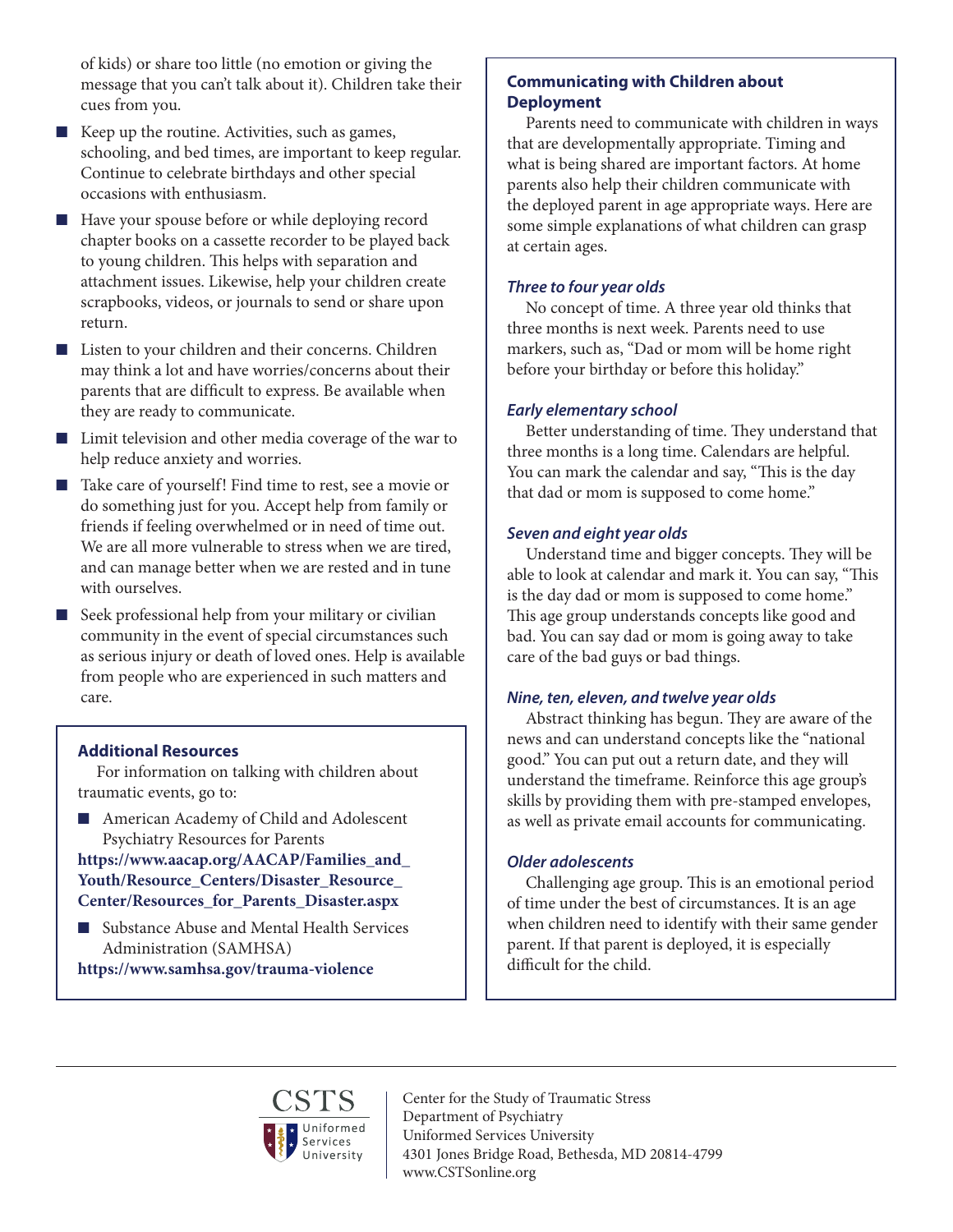of kids) or share too little (no emotion or giving the message that you can't talk about it). Children take their cues from you.

- Keep up the routine. Activities, such as games, schooling, and bed times, are important to keep regular. Continue to celebrate birthdays and other special occasions with enthusiasm.
- Have your spouse before or while deploying record chapter books on a cassette recorder to be played back to young children. This helps with separation and attachment issues. Likewise, help your children create scrapbooks, videos, or journals to send or share upon return.
- Listen to your children and their concerns. Children may think a lot and have worries/concerns about their parents that are difficult to express. Be available when they are ready to communicate.
- Limit television and other media coverage of the war to help reduce anxiety and worries.
- Take care of yourself! Find time to rest, see a movie or do something just for you. Accept help from family or friends if feeling overwhelmed or in need of time out. We are all more vulnerable to stress when we are tired, and can manage better when we are rested and in tune with ourselves.
- Seek professional help from your military or civilian community in the event of special circumstances such as serious injury or death of loved ones. Help is available from people who are experienced in such matters and care.

### Additional Resources

For information on talking with children about traumatic events, go to:

- American Academy of Child and Adolescent Psychiatry Resources for Parents

**https://www.aacap.org/AACAP/Families_and_Youth/Resource_Centers/Disaster_Resource_Center/Resources_for_Parents_Disaster.aspx**

- Substance Abuse and Mental Health Services Administration (SAMHSA)

**https://www.samhsa.gov/trauma-violence**

### Communicating with Children about Deployment

Parents need to communicate with children in ways that are developmentally appropriate. Timing and what is being shared are important factors. At home parents also help their children communicate with the deployed parent in age appropriate ways. Here are some simple explanations of what children can grasp at certain ages.

#### *Three to four year olds*

No concept of time. A three year old thinks that three months is next week. Parents need to use markers, such as, "Dad or mom will be home right before your birthday or before this holiday."

#### *Early elementary school*

Better understanding of time. They understand that three months is a long time. Calendars are helpful. You can mark the calendar and say, "This is the day that dad or mom is supposed to come home."

#### *Seven and eight year olds*

Understand time and bigger concepts. They will be able to look at calendar and mark it. You can say, "This is the day dad or mom is supposed to come home." This age group understands concepts like good and bad. You can say dad or mom is going away to take care of the bad guys or bad things.

#### *Nine, ten, eleven, and twelve year olds*

Abstract thinking has begun. They are aware of the news and can understand concepts like the "national good." You can put out a return date, and they will understand the timeframe. Reinforce this age group's skills by providing them with pre-stamped envelopes, as well as private email accounts for communicating.

#### *Older adolescents*

Challenging age group. This is an emotional period of time under the best of circumstances. It is an age when children need to identify with their same gender parent. If that parent is deployed, it is especially difficult for the child.

CSTS Uniformed Services University

Center for the Study of Traumatic Stress
Department of Psychiatry
Uniformed Services University
4301 Jones Bridge Road, Bethesda, MD 20814-4799
www.CSTSonline.org